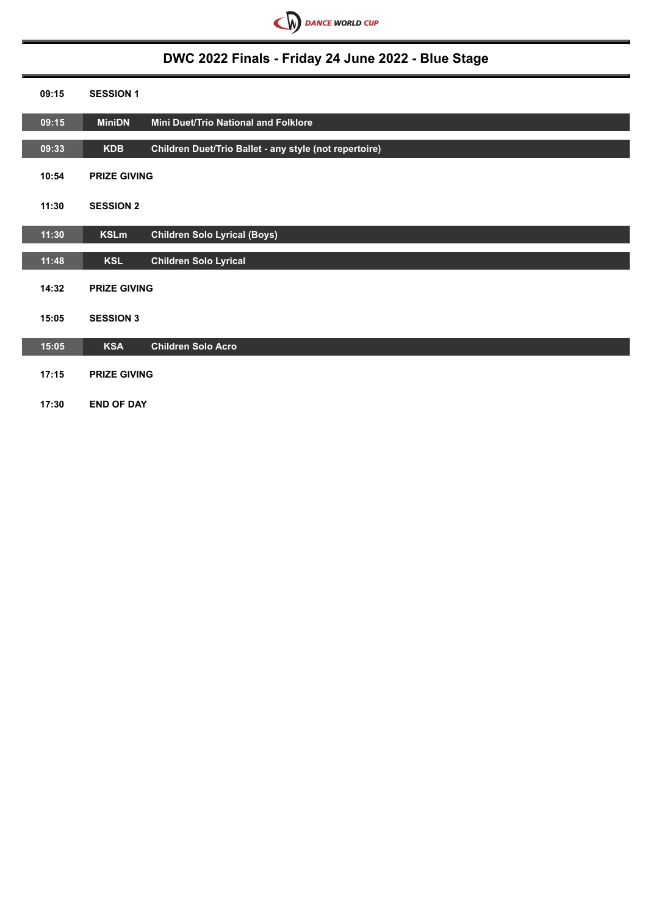# DWC 2022 Finals - Friday 24 June 2022 - Blue Stage

| Time | Code | Description |
|---|---|---|
| 09:15 | SESSION 1 | |
| 09:15 | MiniDN | Mini Duet/Trio National and Folklore |
| 09:33 | KDB | Children Duet/Trio Ballet - any style (not repertoire) |
| 10:54 | PRIZE GIVING | |
| 11:30 | SESSION 2 | |
| 11:30 | KSLm | Children Solo Lyrical (Boys) |
| 11:48 | KSL | Children Solo Lyrical |
| 14:32 | PRIZE GIVING | |
| 15:05 | SESSION 3 | |
| 15:05 | KSA | Children Solo Acro |
| 17:15 | PRIZE GIVING | |
| 17:30 | END OF DAY | |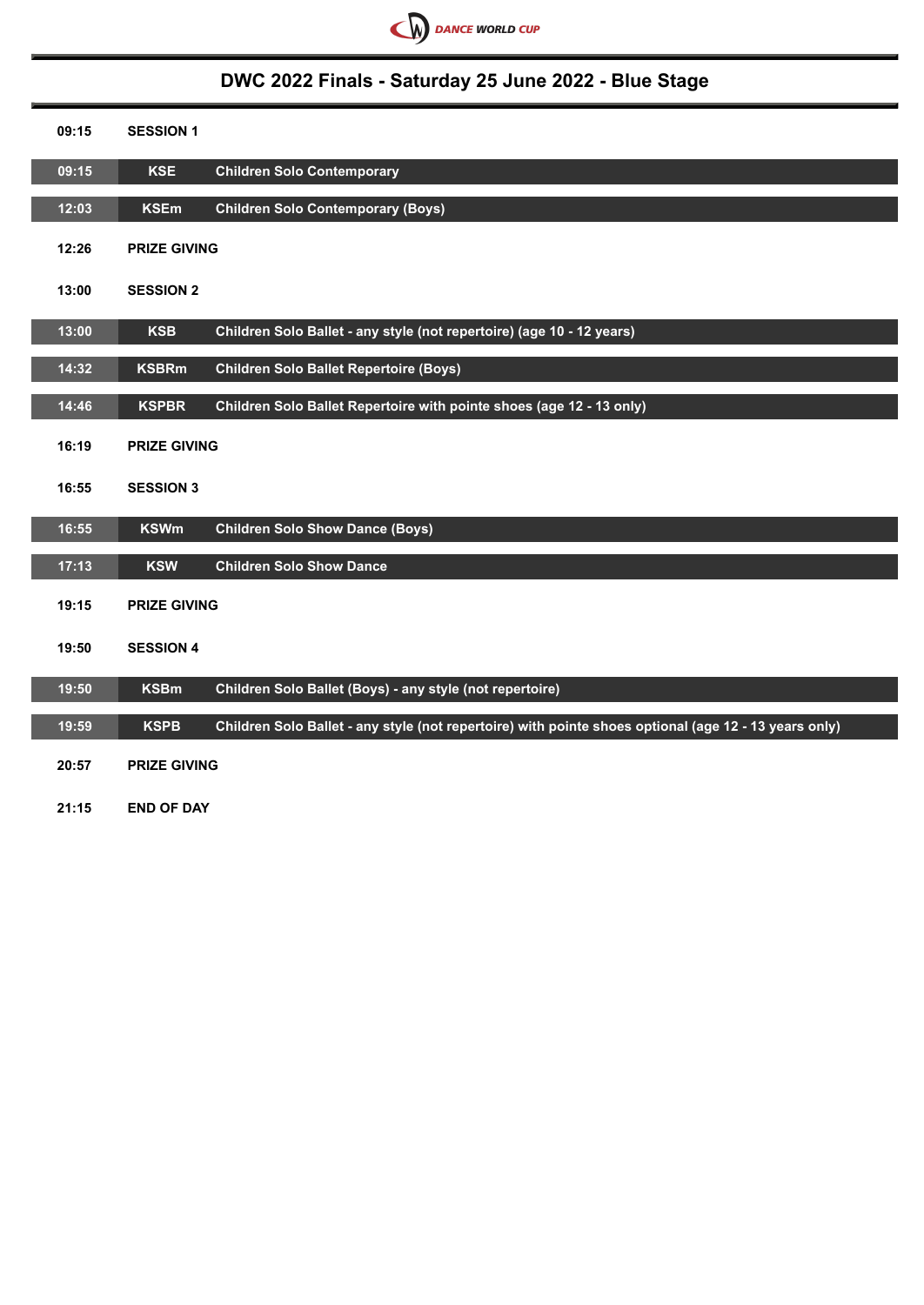DANCE WORLD CUP

# DWC 2022 Finals - Saturday 25 June 2022 - Blue Stage

| Time | Code | Category |
|---|---|---|
| 09:15 | **SESSION 1** | |
| 09:15 | KSE | Children Solo Contemporary |
| 12:03 | KSEm | Children Solo Contemporary (Boys) |
| 12:26 | **PRIZE GIVING** | |
| 13:00 | **SESSION 2** | |
| 13:00 | KSB | Children Solo Ballet - any style (not repertoire) (age 10 - 12 years) |
| 14:32 | KSBRm | Children Solo Ballet Repertoire (Boys) |
| 14:46 | KSPBR | Children Solo Ballet Repertoire with pointe shoes (age 12 - 13 only) |
| 16:19 | **PRIZE GIVING** | |
| 16:55 | **SESSION 3** | |
| 16:55 | KSWm | Children Solo Show Dance (Boys) |
| 17:13 | KSW | Children Solo Show Dance |
| 19:15 | **PRIZE GIVING** | |
| 19:50 | **SESSION 4** | |
| 19:50 | KSBm | Children Solo Ballet (Boys) - any style (not repertoire) |
| 19:59 | KSPB | Children Solo Ballet - any style (not repertoire) with pointe shoes optional (age 12 - 13 years only) |
| 20:57 | **PRIZE GIVING** | |
| 21:15 | **END OF DAY** | |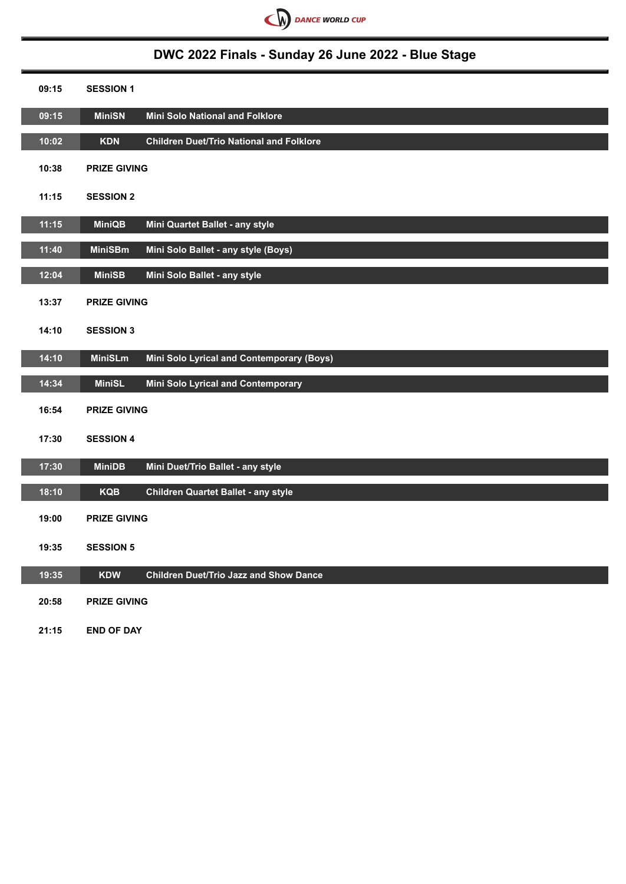DANCE WORLD CUP

# DWC 2022 Finals - Sunday 26 June 2022 - Blue Stage

| Time | Code | Event |
|---|---|---|
| **09:15** | **SESSION 1** | |
| 09:15 | MiniSN | Mini Solo National and Folklore |
| 10:02 | KDN | Children Duet/Trio National and Folklore |
| **10:38** | **PRIZE GIVING** | |
| **11:15** | **SESSION 2** | |
| 11:15 | MiniQB | Mini Quartet Ballet - any style |
| 11:40 | MiniSBm | Mini Solo Ballet - any style (Boys) |
| 12:04 | MiniSB | Mini Solo Ballet - any style |
| **13:37** | **PRIZE GIVING** | |
| **14:10** | **SESSION 3** | |
| 14:10 | MiniSLm | Mini Solo Lyrical and Contemporary (Boys) |
| 14:34 | MiniSL | Mini Solo Lyrical and Contemporary |
| **16:54** | **PRIZE GIVING** | |
| **17:30** | **SESSION 4** | |
| 17:30 | MiniDB | Mini Duet/Trio Ballet - any style |
| 18:10 | KQB | Children Quartet Ballet - any style |
| **19:00** | **PRIZE GIVING** | |
| **19:35** | **SESSION 5** | |
| 19:35 | KDW | Children Duet/Trio Jazz and Show Dance |
| **20:58** | **PRIZE GIVING** | |
| **21:15** | **END OF DAY** | |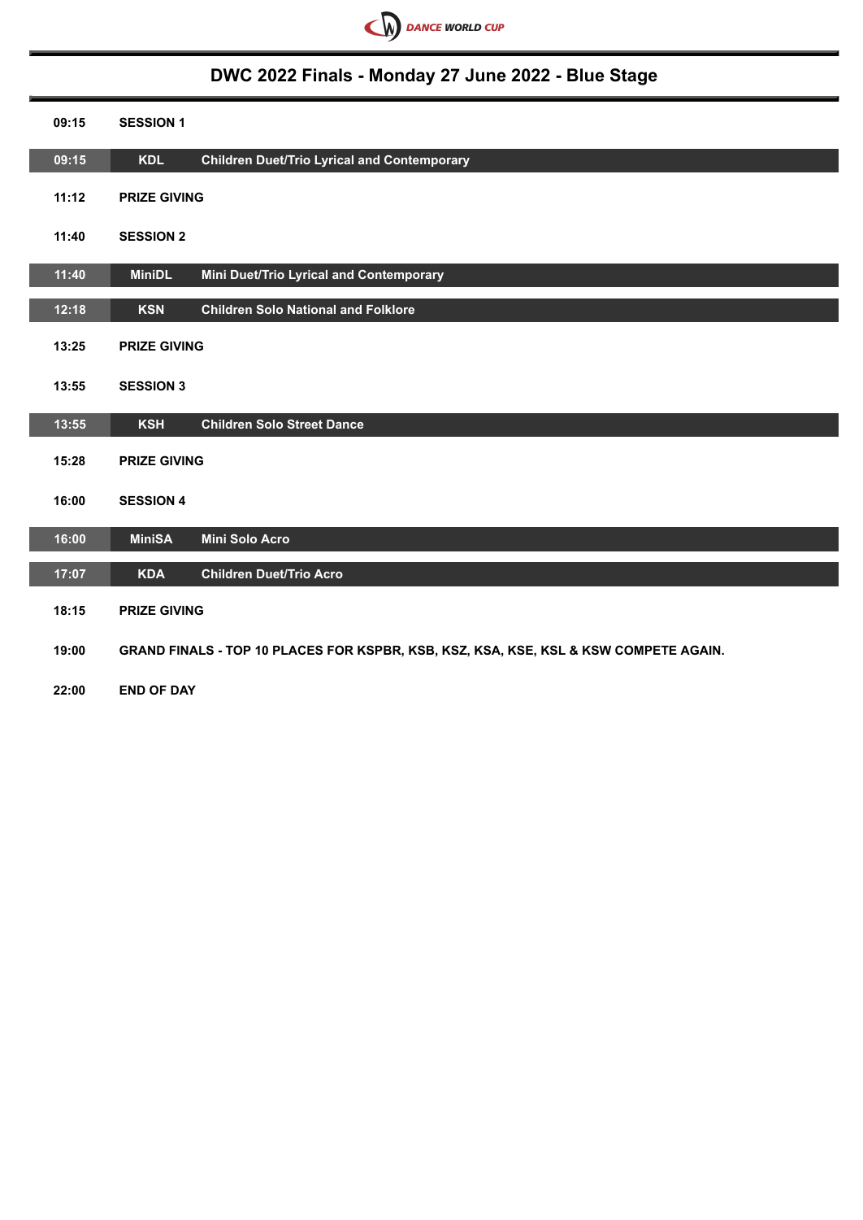# DWC 2022 Finals - Monday 27 June 2022 - Blue Stage

| Time | Code | Event |
|---|---|---|
| 09:15 | **SESSION 1** | |
| 09:15 | KDL | Children Duet/Trio Lyrical and Contemporary |
| 11:12 | **PRIZE GIVING** | |
| 11:40 | **SESSION 2** | |
| 11:40 | MiniDL | Mini Duet/Trio Lyrical and Contemporary |
| 12:18 | KSN | Children Solo National and Folklore |
| 13:25 | **PRIZE GIVING** | |
| 13:55 | **SESSION 3** | |
| 13:55 | KSH | Children Solo Street Dance |
| 15:28 | **PRIZE GIVING** | |
| 16:00 | **SESSION 4** | |
| 16:00 | MiniSA | Mini Solo Acro |
| 17:07 | KDA | Children Duet/Trio Acro |
| 18:15 | **PRIZE GIVING** | |
| 19:00 | **GRAND FINALS - TOP 10 PLACES FOR KSPBR, KSB, KSZ, KSA, KSE, KSL & KSW COMPETE AGAIN.** | |
| 22:00 | **END OF DAY** | |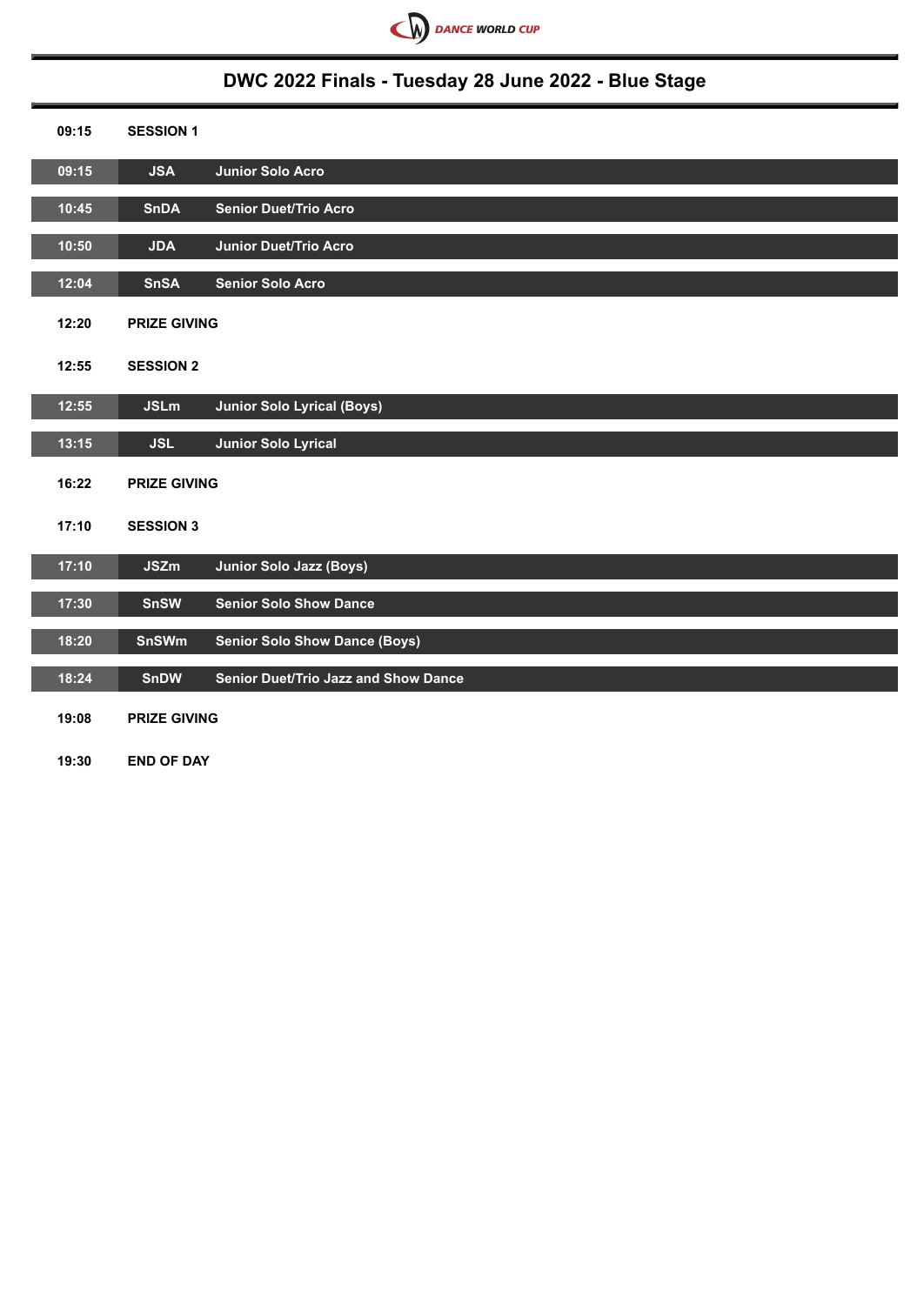# DWC 2022 Finals - Tuesday 28 June 2022 - Blue Stage

| Time | Code | Event |
|---|---|---|
| **09:15** | **SESSION 1** | |
| 09:15 | JSA | Junior Solo Acro |
| 10:45 | SnDA | Senior Duet/Trio Acro |
| 10:50 | JDA | Junior Duet/Trio Acro |
| 12:04 | SnSA | Senior Solo Acro |
| **12:20** | **PRIZE GIVING** | |
| **12:55** | **SESSION 2** | |
| 12:55 | JSLm | Junior Solo Lyrical (Boys) |
| 13:15 | JSL | Junior Solo Lyrical |
| **16:22** | **PRIZE GIVING** | |
| **17:10** | **SESSION 3** | |
| 17:10 | JSZm | Junior Solo Jazz (Boys) |
| 17:30 | SnSW | Senior Solo Show Dance |
| 18:20 | SnSWm | Senior Solo Show Dance (Boys) |
| 18:24 | SnDW | Senior Duet/Trio Jazz and Show Dance |
| **19:08** | **PRIZE GIVING** | |
| **19:30** | **END OF DAY** | |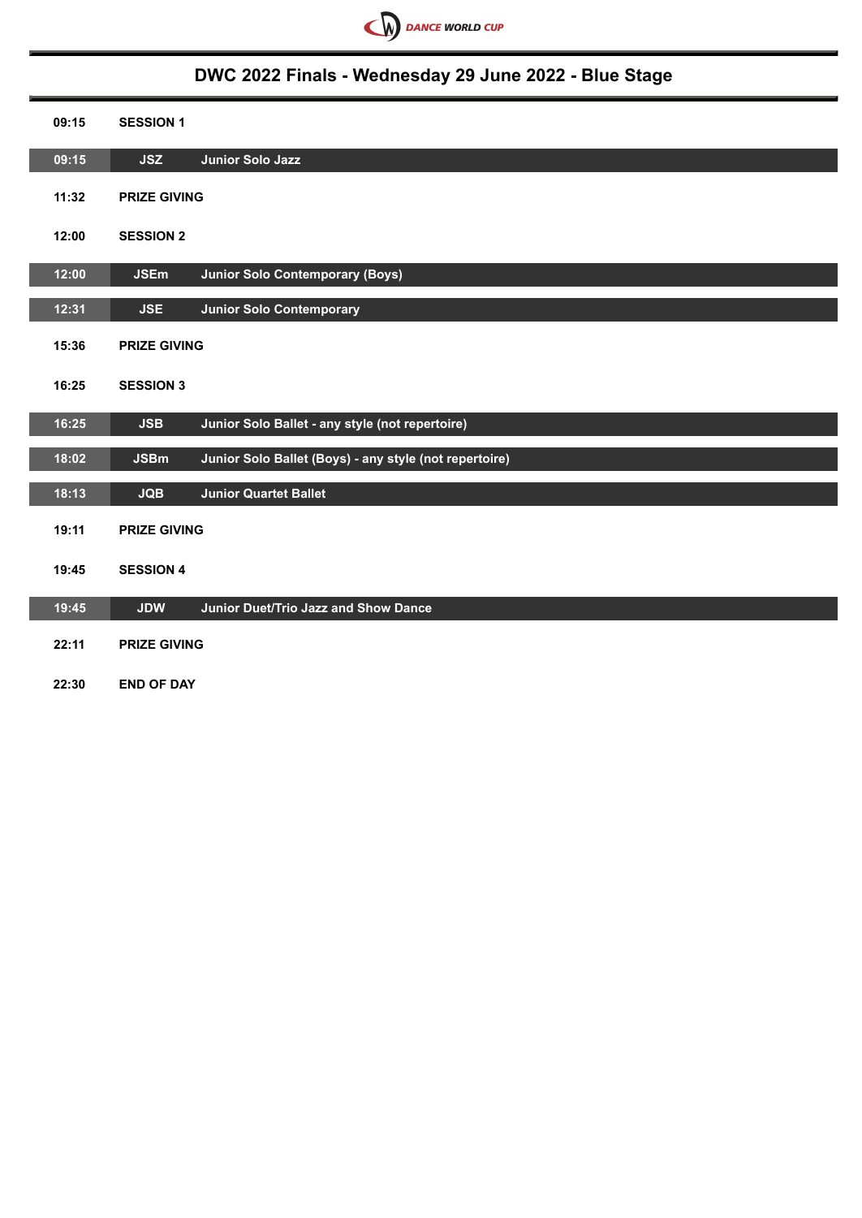# DWC 2022 Finals - Wednesday 29 June 2022 - Blue Stage

| Time | Code | Event |
|---|---|---|
| **09:15** | **SESSION 1** | |
| 09:15 | JSZ | Junior Solo Jazz |
| **11:32** | **PRIZE GIVING** | |
| **12:00** | **SESSION 2** | |
| 12:00 | JSEm | Junior Solo Contemporary (Boys) |
| 12:31 | JSE | Junior Solo Contemporary |
| **15:36** | **PRIZE GIVING** | |
| **16:25** | **SESSION 3** | |
| 16:25 | JSB | Junior Solo Ballet - any style (not repertoire) |
| 18:02 | JSBm | Junior Solo Ballet (Boys) - any style (not repertoire) |
| 18:13 | JQB | Junior Quartet Ballet |
| **19:11** | **PRIZE GIVING** | |
| **19:45** | **SESSION 4** | |
| 19:45 | JDW | Junior Duet/Trio Jazz and Show Dance |
| **22:11** | **PRIZE GIVING** | |
| **22:30** | **END OF DAY** | |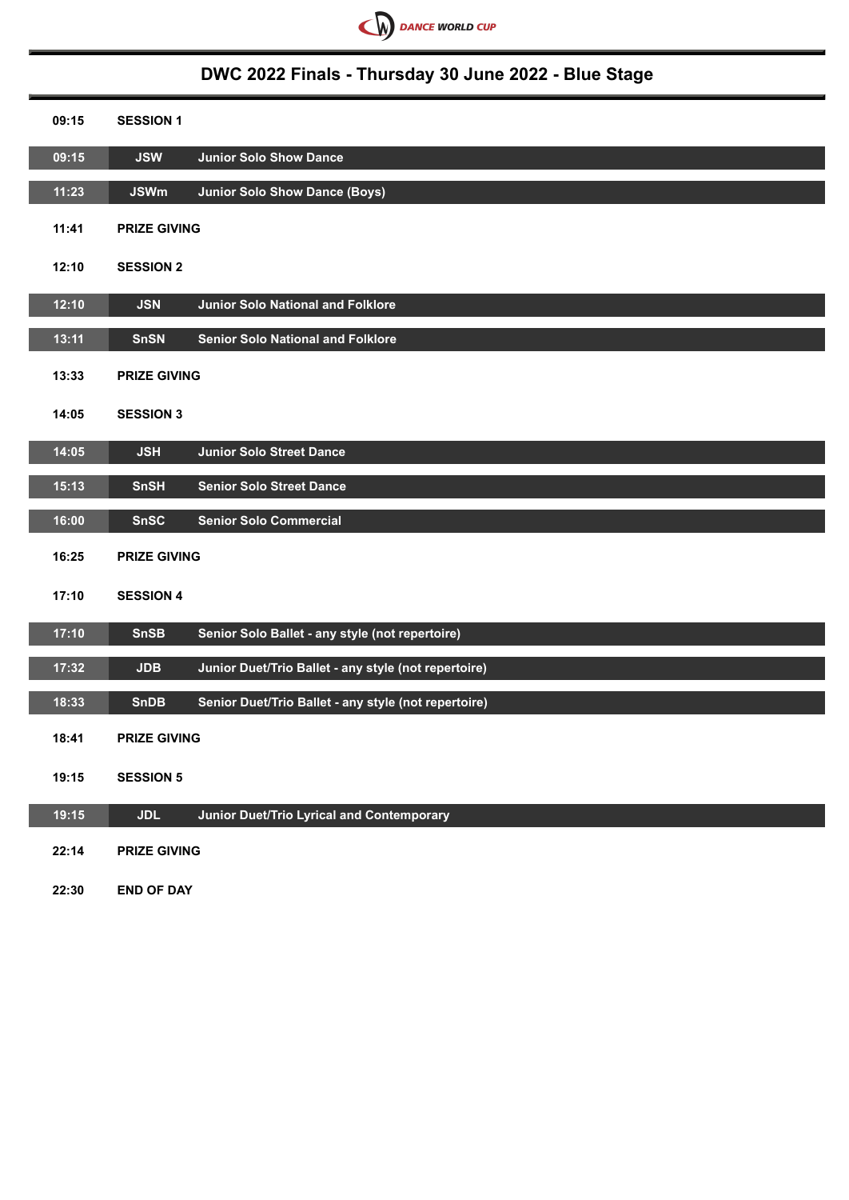DANCE WORLD CUP

# DWC 2022 Finals - Thursday 30 June 2022 - Blue Stage

| Time | Code | Event |
|---|---|---|
| 09:15 | **SESSION 1** | |
| 09:15 | JSW | Junior Solo Show Dance |
| 11:23 | JSWm | Junior Solo Show Dance (Boys) |
| 11:41 | **PRIZE GIVING** | |
| 12:10 | **SESSION 2** | |
| 12:10 | JSN | Junior Solo National and Folklore |
| 13:11 | SnSN | Senior Solo National and Folklore |
| 13:33 | **PRIZE GIVING** | |
| 14:05 | **SESSION 3** | |
| 14:05 | JSH | Junior Solo Street Dance |
| 15:13 | SnSH | Senior Solo Street Dance |
| 16:00 | SnSC | Senior Solo Commercial |
| 16:25 | **PRIZE GIVING** | |
| 17:10 | **SESSION 4** | |
| 17:10 | SnSB | Senior Solo Ballet - any style (not repertoire) |
| 17:32 | JDB | Junior Duet/Trio Ballet - any style (not repertoire) |
| 18:33 | SnDB | Senior Duet/Trio Ballet - any style (not repertoire) |
| 18:41 | **PRIZE GIVING** | |
| 19:15 | **SESSION 5** | |
| 19:15 | JDL | Junior Duet/Trio Lyrical and Contemporary |
| 22:14 | **PRIZE GIVING** | |
| 22:30 | **END OF DAY** | |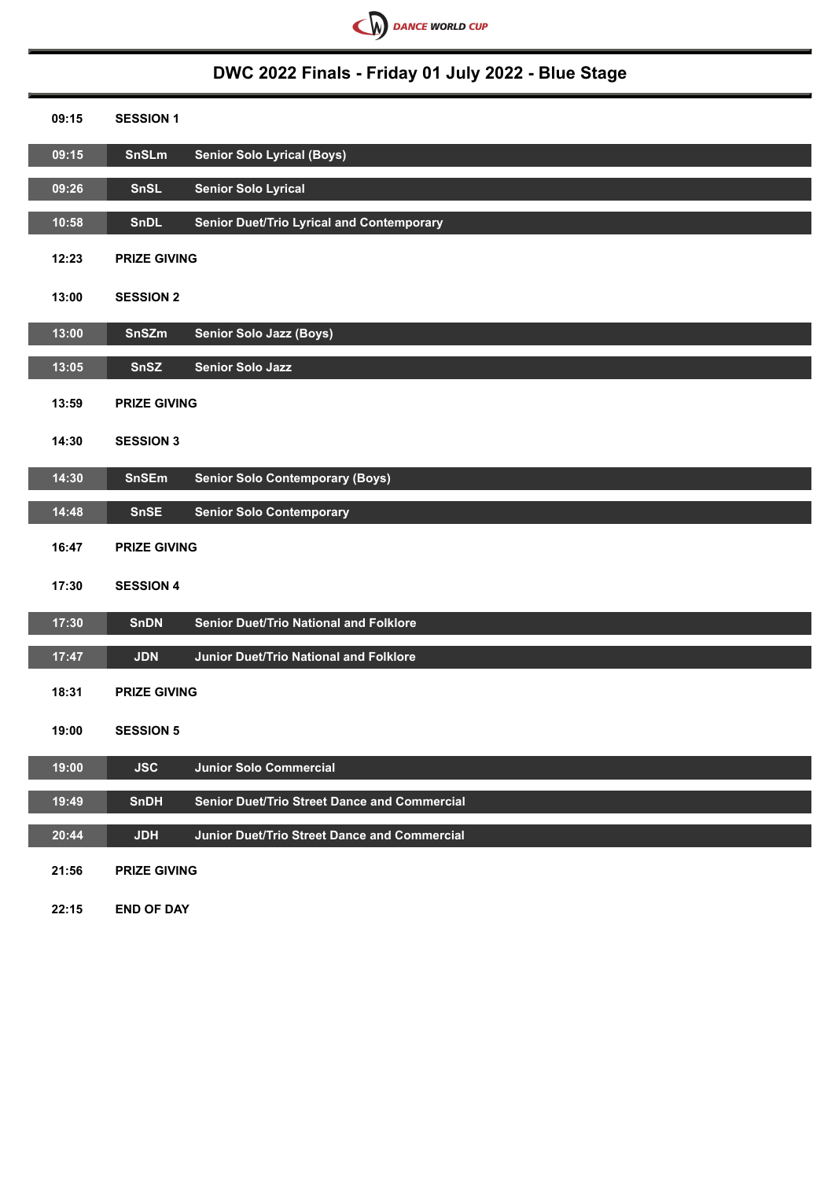DANCE WORLD CUP

## DWC 2022 Finals - Friday 01 July 2022 - Blue Stage

| Time | Code | Category |
|---|---|---|
| 09:15 | SESSION 1 | |
| 09:15 | SnSLm | Senior Solo Lyrical (Boys) |
| 09:26 | SnSL | Senior Solo Lyrical |
| 10:58 | SnDL | Senior Duet/Trio Lyrical and Contemporary |
| 12:23 | PRIZE GIVING | |
| 13:00 | SESSION 2 | |
| 13:00 | SnSZm | Senior Solo Jazz (Boys) |
| 13:05 | SnSZ | Senior Solo Jazz |
| 13:59 | PRIZE GIVING | |
| 14:30 | SESSION 3 | |
| 14:30 | SnSEm | Senior Solo Contemporary (Boys) |
| 14:48 | SnSE | Senior Solo Contemporary |
| 16:47 | PRIZE GIVING | |
| 17:30 | SESSION 4 | |
| 17:30 | SnDN | Senior Duet/Trio National and Folklore |
| 17:47 | JDN | Junior Duet/Trio National and Folklore |
| 18:31 | PRIZE GIVING | |
| 19:00 | SESSION 5 | |
| 19:00 | JSC | Junior Solo Commercial |
| 19:49 | SnDH | Senior Duet/Trio Street Dance and Commercial |
| 20:44 | JDH | Junior Duet/Trio Street Dance and Commercial |
| 21:56 | PRIZE GIVING | |
| 22:15 | END OF DAY | |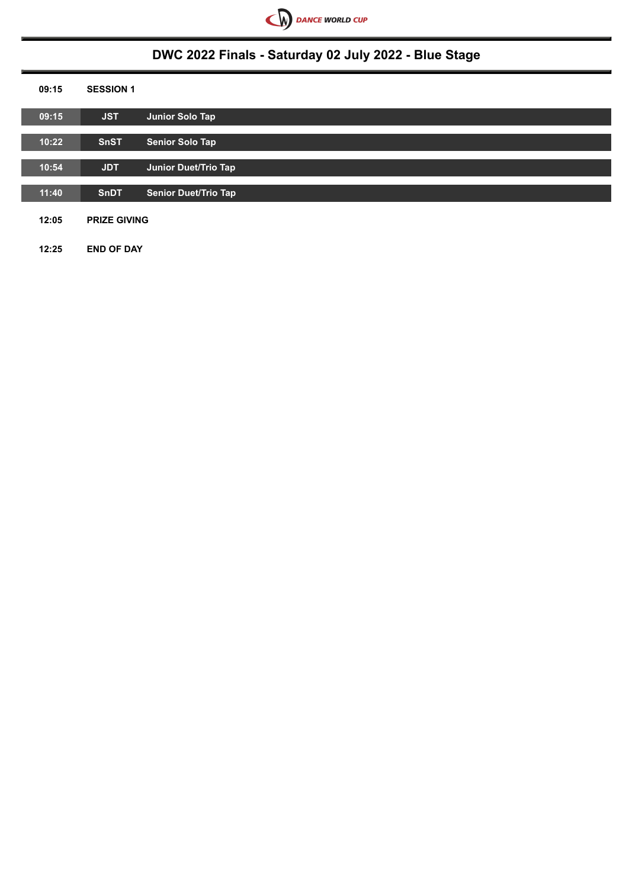# DWC 2022 Finals - Saturday 02 July 2022 - Blue Stage

**09:15** **SESSION 1**

| | | |
|---|---|---|
| 09:15 | JST | Junior Solo Tap |
| 10:22 | SnST | Senior Solo Tap |
| 10:54 | JDT | Junior Duet/Trio Tap |
| 11:40 | SnDT | Senior Duet/Trio Tap |

**12:05** **PRIZE GIVING**

**12:25** **END OF DAY**